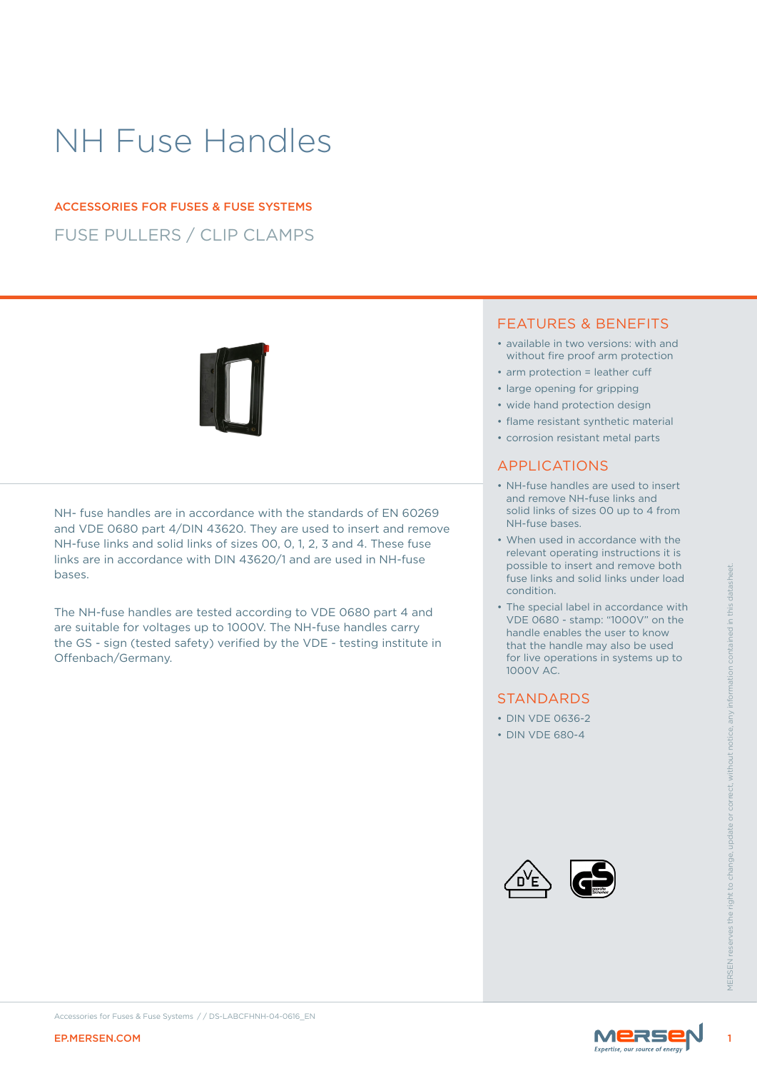# NH Fuse Handles

ACCESSORIES FOR FUSES & FUSE SYSTEMS

FUSE PULLERS / CLIP CLAMPS

NH- fuse handles are in accordance with the standards of EN 60269 and VDE 0680 part 4/DIN 43620. They are used to insert and remove NH-fuse links and solid links of sizes 00, 0, 1, 2, 3 and 4. These fuse links are in accordance with DIN 43620/1 and are used in NH-fuse bases.

The NH-fuse handles are tested according to VDE 0680 part 4 and are suitable for voltages up to 1000V. The NH-fuse handles carry the GS - sign (tested safety) verified by the VDE - testing institute in Offenbach/Germany.

## FEATURES & BENEFITS

- available in two versions: with and without fire proof arm protection
- arm protection = leather cuff
- large opening for gripping
- wide hand protection design
- flame resistant synthetic material
- corrosion resistant metal parts

## APPLICATIONS

- NH-fuse handles are used to insert and remove NH-fuse links and solid links of sizes 00 up to 4 from NH-fuse bases.
- When used in accordance with the relevant operating instructions it is possible to insert and remove both fuse links and solid links under load condition.
- The special label in accordance with VDE 0680 - stamp: "1000V" on the handle enables the user to know that the handle may also be used for live operations in systems up to 1000V AC.

## STANDARDS

- DIN VDE 0636-2
- DIN VDE 680-4

MERSEN reserves the right to change, update or correct, without notice, any information contained in this datasheet.

Accessories for Fuses & Fuse Systems / / DS-LABCFHNH-04-0616_EN

EP.MERSEN.COM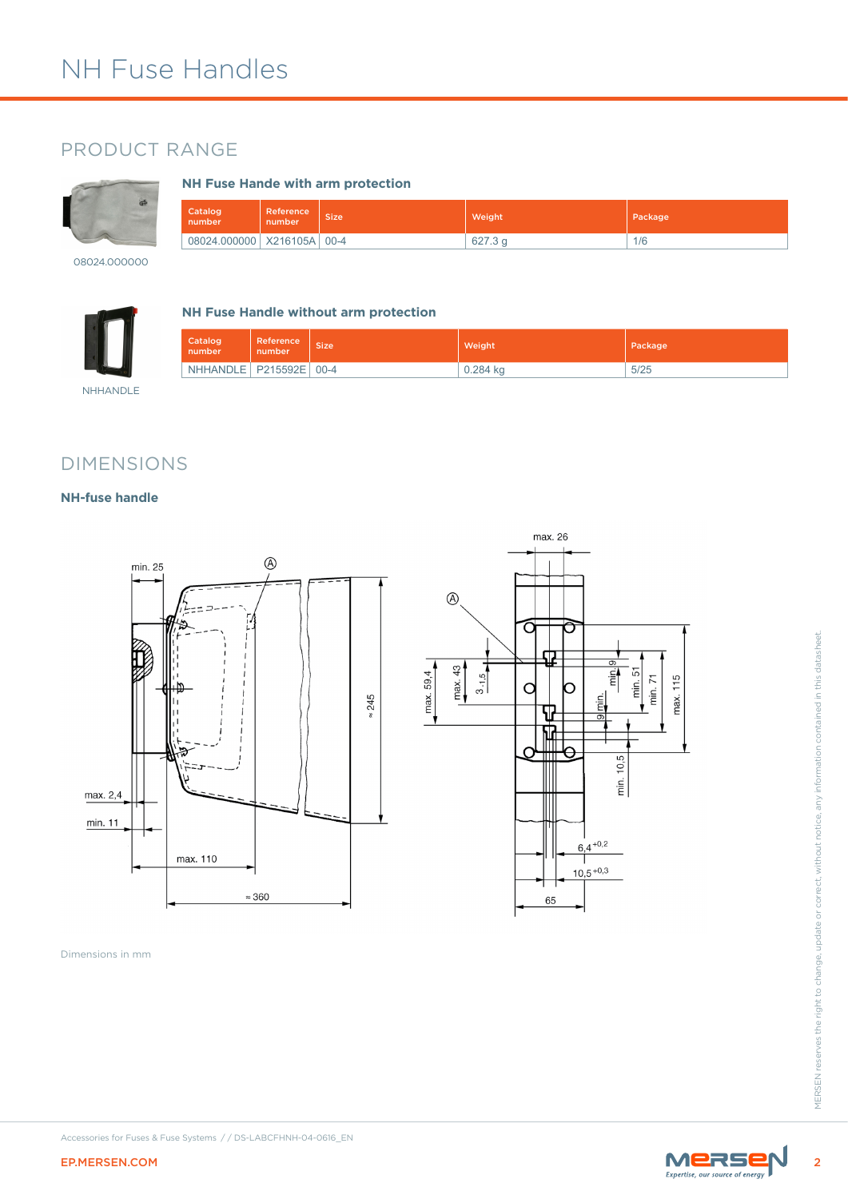# NH Fuse Handles

## PRODUCT RANGE

08024.000000

### NH Fuse Hande with arm protection

| Catalog number | Reference number | Size | Weight | Package |
|---|---|---|---|---|
| 08024.000000 | X216105A | 00-4 | 627.3 g | 1/6 |

NHHANDLE

### NH Fuse Handle without arm protection

| Catalog number | Reference number | Size | Weight | Package |
|---|---|---|---|---|
| NHHANDLE | P215592E | 00-4 | 0.284 kg | 5/25 |

## DIMENSIONS

### NH-fuse handle

min. 25
Ⓐ
≈ 245
max. 2,4
min. 11
max. 110
≈ 360

max. 26
Ⓐ
max. 59,4
max. 43
3...15
min. 9
min. 51
min. 71
max. 115
9 min.
min. 10,5
6,4 $^{+0,2}$
10,5 $^{+0,3}$
65

Dimensions in mm

MERSEN reserves the right to change, update or correct, without notice, any information contained in this datasheet.

Accessories for Fuses & Fuse Systems / / DS-LABCFHNH-04-0616_EN

EP.MERSEN.COM